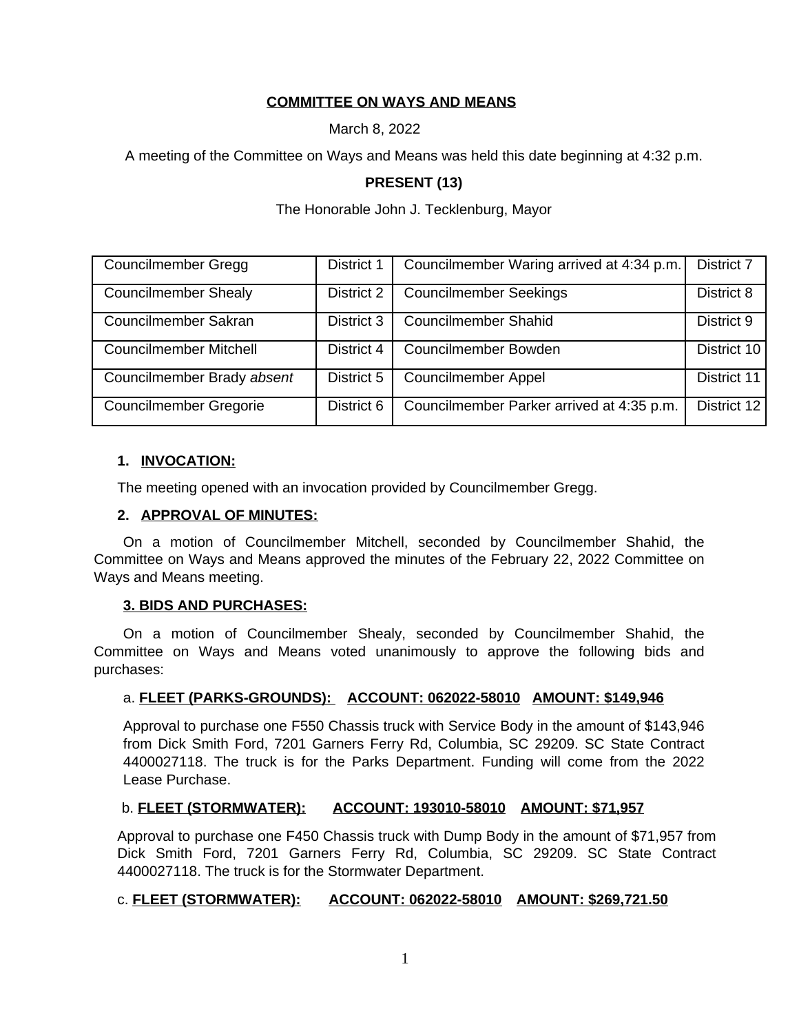**COMMITTEE ON WAYS AND MEANS**

March 8, 2022

A meeting of the Committee on Ways and Means was held this date beginning at 4:32 p.m.

**PRESENT (13)**

The Honorable John J. Tecklenburg, Mayor

| | | | |
|---|---|---|---|
| Councilmember Gregg | District 1 | Councilmember Waring arrived at 4:34 p.m. | District 7 |
| Councilmember Shealy | District 2 | Councilmember Seekings | District 8 |
| Councilmember Sakran | District 3 | Councilmember Shahid | District 9 |
| Councilmember Mitchell | District 4 | Councilmember Bowden | District 10 |
| Councilmember Brady *absent* | District 5 | Councilmember Appel | District 11 |
| Councilmember Gregorie | District 6 | Councilmember Parker arrived at 4:35 p.m. | District 12 |

**1. INVOCATION:**

The meeting opened with an invocation provided by Councilmember Gregg.

**2. APPROVAL OF MINUTES:**

On a motion of Councilmember Mitchell, seconded by Councilmember Shahid, the Committee on Ways and Means approved the minutes of the February 22, 2022 Committee on Ways and Means meeting.

**3. BIDS AND PURCHASES:**

On a motion of Councilmember Shealy, seconded by Councilmember Shahid, the Committee on Ways and Means voted unanimously to approve the following bids and purchases:

a. **FLEET (PARKS-GROUNDS): ACCOUNT: 062022-58010 AMOUNT: $149,946**

Approval to purchase one F550 Chassis truck with Service Body in the amount of $143,946 from Dick Smith Ford, 7201 Garners Ferry Rd, Columbia, SC 29209. SC State Contract 4400027118. The truck is for the Parks Department. Funding will come from the 2022 Lease Purchase.

b. **FLEET (STORMWATER): ACCOUNT: 193010-58010 AMOUNT: $71,957**

Approval to purchase one F450 Chassis truck with Dump Body in the amount of $71,957 from Dick Smith Ford, 7201 Garners Ferry Rd, Columbia, SC 29209. SC State Contract 4400027118. The truck is for the Stormwater Department.

c. **FLEET (STORMWATER): ACCOUNT: 062022-58010 AMOUNT: $269,721.50**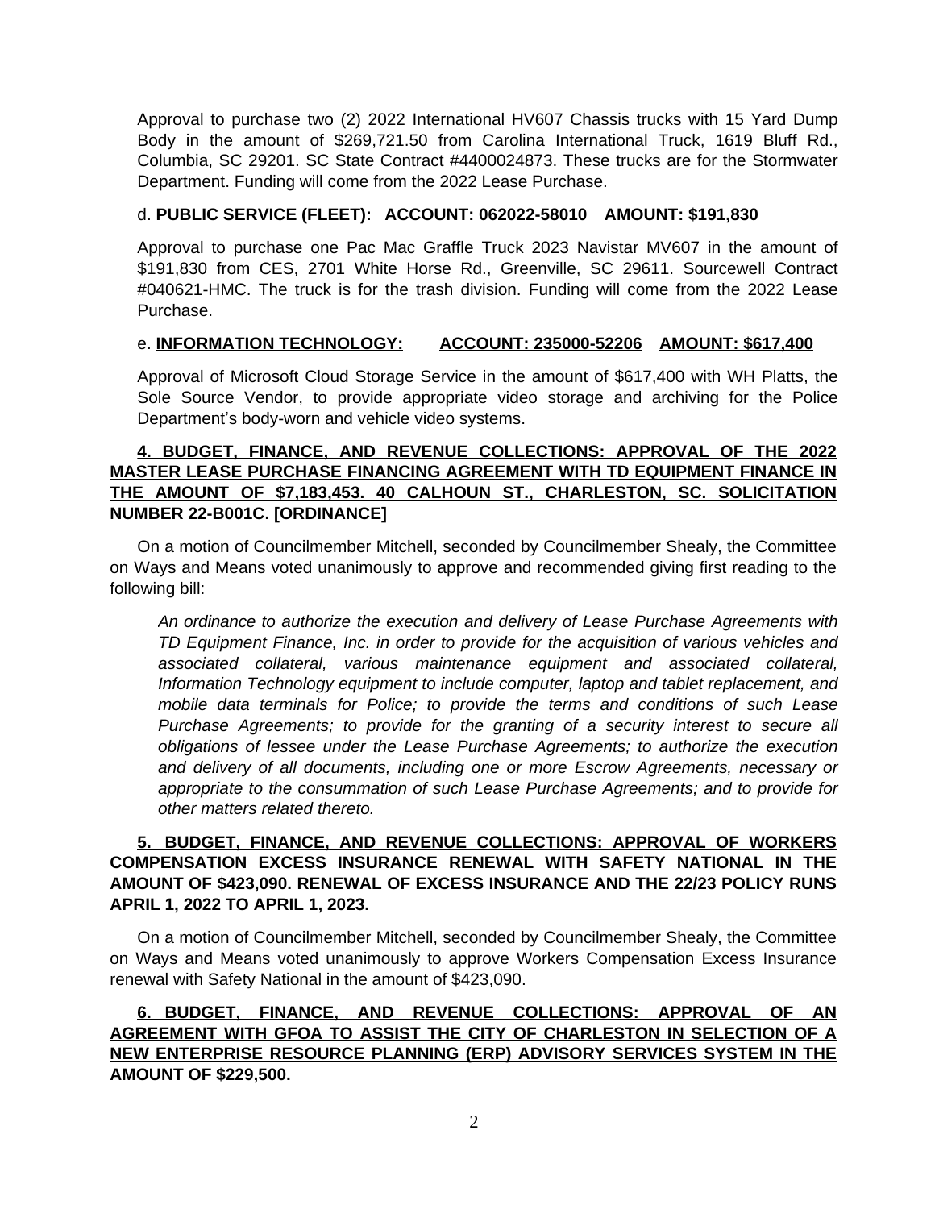Approval to purchase two (2) 2022 International HV607 Chassis trucks with 15 Yard Dump Body in the amount of $269,721.50 from Carolina International Truck, 1619 Bluff Rd., Columbia, SC 29201. SC State Contract #4400024873. These trucks are for the Stormwater Department. Funding will come from the 2022 Lease Purchase.

d. **<u>PUBLIC SERVICE (FLEET):</u>** **<u>ACCOUNT: 062022-58010</u>** **<u>AMOUNT: $191,830</u>**

Approval to purchase one Pac Mac Graffle Truck 2023 Navistar MV607 in the amount of $191,830 from CES, 2701 White Horse Rd., Greenville, SC 29611. Sourcewell Contract #040621-HMC. The truck is for the trash division. Funding will come from the 2022 Lease Purchase.

e. **<u>INFORMATION TECHNOLOGY:</u>** **<u>ACCOUNT: 235000-52206</u>** **<u>AMOUNT: $617,400</u>**

Approval of Microsoft Cloud Storage Service in the amount of $617,400 with WH Platts, the Sole Source Vendor, to provide appropriate video storage and archiving for the Police Department's body-worn and vehicle video systems.

**<u>4. BUDGET, FINANCE, AND REVENUE COLLECTIONS: APPROVAL OF THE 2022 MASTER LEASE PURCHASE FINANCING AGREEMENT WITH TD EQUIPMENT FINANCE IN THE AMOUNT OF $7,183,453. 40 CALHOUN ST., CHARLESTON, SC. SOLICITATION NUMBER 22-B001C. [ORDINANCE]</u>**

On a motion of Councilmember Mitchell, seconded by Councilmember Shealy, the Committee on Ways and Means voted unanimously to approve and recommended giving first reading to the following bill:

*An ordinance to authorize the execution and delivery of Lease Purchase Agreements with TD Equipment Finance, Inc. in order to provide for the acquisition of various vehicles and associated collateral, various maintenance equipment and associated collateral, Information Technology equipment to include computer, laptop and tablet replacement, and mobile data terminals for Police; to provide the terms and conditions of such Lease Purchase Agreements; to provide for the granting of a security interest to secure all obligations of lessee under the Lease Purchase Agreements; to authorize the execution and delivery of all documents, including one or more Escrow Agreements, necessary or appropriate to the consummation of such Lease Purchase Agreements; and to provide for other matters related thereto.*

**<u>5. BUDGET, FINANCE, AND REVENUE COLLECTIONS: APPROVAL OF WORKERS COMPENSATION EXCESS INSURANCE RENEWAL WITH SAFETY NATIONAL IN THE AMOUNT OF $423,090. RENEWAL OF EXCESS INSURANCE AND THE 22/23 POLICY RUNS APRIL 1, 2022 TO APRIL 1, 2023.</u>**

On a motion of Councilmember Mitchell, seconded by Councilmember Shealy, the Committee on Ways and Means voted unanimously to approve Workers Compensation Excess Insurance renewal with Safety National in the amount of $423,090.

**<u>6. BUDGET, FINANCE, AND REVENUE COLLECTIONS: APPROVAL OF AN AGREEMENT WITH GFOA TO ASSIST THE CITY OF CHARLESTON IN SELECTION OF A NEW ENTERPRISE RESOURCE PLANNING (ERP) ADVISORY SERVICES SYSTEM IN THE AMOUNT OF $229,500.</u>**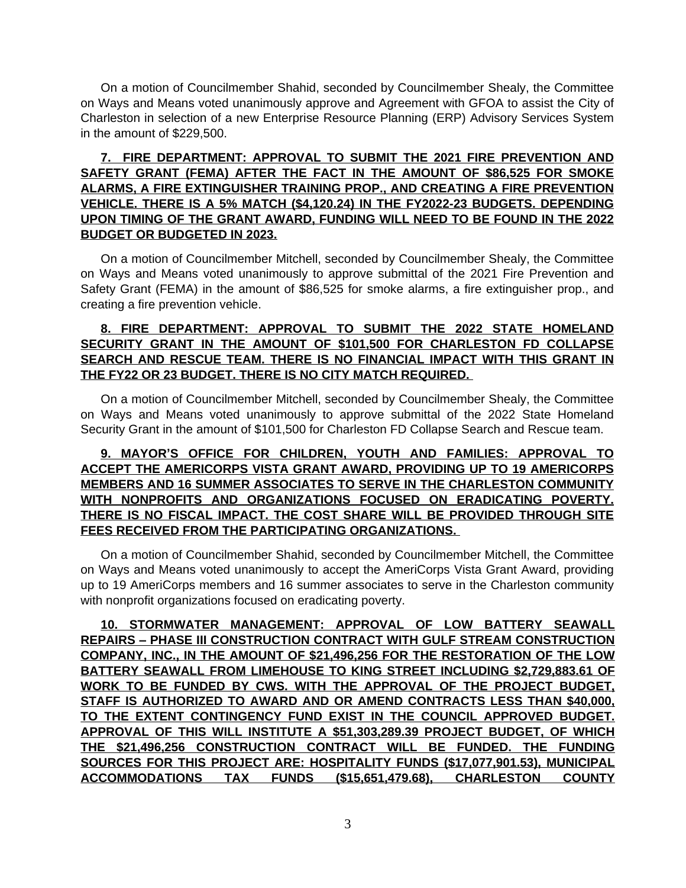On a motion of Councilmember Shahid, seconded by Councilmember Shealy, the Committee on Ways and Means voted unanimously approve and Agreement with GFOA to assist the City of Charleston in selection of a new Enterprise Resource Planning (ERP) Advisory Services System in the amount of $229,500.

**7. FIRE DEPARTMENT: APPROVAL TO SUBMIT THE 2021 FIRE PREVENTION AND SAFETY GRANT (FEMA) AFTER THE FACT IN THE AMOUNT OF $86,525 FOR SMOKE ALARMS, A FIRE EXTINGUISHER TRAINING PROP., AND CREATING A FIRE PREVENTION VEHICLE. THERE IS A 5% MATCH ($4,120.24) IN THE FY2022-23 BUDGETS. DEPENDING UPON TIMING OF THE GRANT AWARD, FUNDING WILL NEED TO BE FOUND IN THE 2022 BUDGET OR BUDGETED IN 2023.**

On a motion of Councilmember Mitchell, seconded by Councilmember Shealy, the Committee on Ways and Means voted unanimously to approve submittal of the 2021 Fire Prevention and Safety Grant (FEMA) in the amount of $86,525 for smoke alarms, a fire extinguisher prop., and creating a fire prevention vehicle.

**8. FIRE DEPARTMENT: APPROVAL TO SUBMIT THE 2022 STATE HOMELAND SECURITY GRANT IN THE AMOUNT OF $101,500 FOR CHARLESTON FD COLLAPSE SEARCH AND RESCUE TEAM. THERE IS NO FINANCIAL IMPACT WITH THIS GRANT IN THE FY22 OR 23 BUDGET. THERE IS NO CITY MATCH REQUIRED.**

On a motion of Councilmember Mitchell, seconded by Councilmember Shealy, the Committee on Ways and Means voted unanimously to approve submittal of the 2022 State Homeland Security Grant in the amount of $101,500 for Charleston FD Collapse Search and Rescue team.

**9. MAYOR'S OFFICE FOR CHILDREN, YOUTH AND FAMILIES: APPROVAL TO ACCEPT THE AMERICORPS VISTA GRANT AWARD, PROVIDING UP TO 19 AMERICORPS MEMBERS AND 16 SUMMER ASSOCIATES TO SERVE IN THE CHARLESTON COMMUNITY WITH NONPROFITS AND ORGANIZATIONS FOCUSED ON ERADICATING POVERTY. THERE IS NO FISCAL IMPACT. THE COST SHARE WILL BE PROVIDED THROUGH SITE FEES RECEIVED FROM THE PARTICIPATING ORGANIZATIONS.**

On a motion of Councilmember Shahid, seconded by Councilmember Mitchell, the Committee on Ways and Means voted unanimously to accept the AmeriCorps Vista Grant Award, providing up to 19 AmeriCorps members and 16 summer associates to serve in the Charleston community with nonprofit organizations focused on eradicating poverty.

**10. STORMWATER MANAGEMENT: APPROVAL OF LOW BATTERY SEAWALL REPAIRS – PHASE III CONSTRUCTION CONTRACT WITH GULF STREAM CONSTRUCTION COMPANY, INC., IN THE AMOUNT OF $21,496,256 FOR THE RESTORATION OF THE LOW BATTERY SEAWALL FROM LIMEHOUSE TO KING STREET INCLUDING $2,729,883.61 OF WORK TO BE FUNDED BY CWS. WITH THE APPROVAL OF THE PROJECT BUDGET, STAFF IS AUTHORIZED TO AWARD AND OR AMEND CONTRACTS LESS THAN $40,000, TO THE EXTENT CONTINGENCY FUND EXIST IN THE COUNCIL APPROVED BUDGET. APPROVAL OF THIS WILL INSTITUTE A $51,303,289.39 PROJECT BUDGET, OF WHICH THE $21,496,256 CONSTRUCTION CONTRACT WILL BE FUNDED. THE FUNDING SOURCES FOR THIS PROJECT ARE: HOSPITALITY FUNDS ($17,077,901.53), MUNICIPAL ACCOMMODATIONS TAX FUNDS ($15,651,479.68), CHARLESTON COUNTY**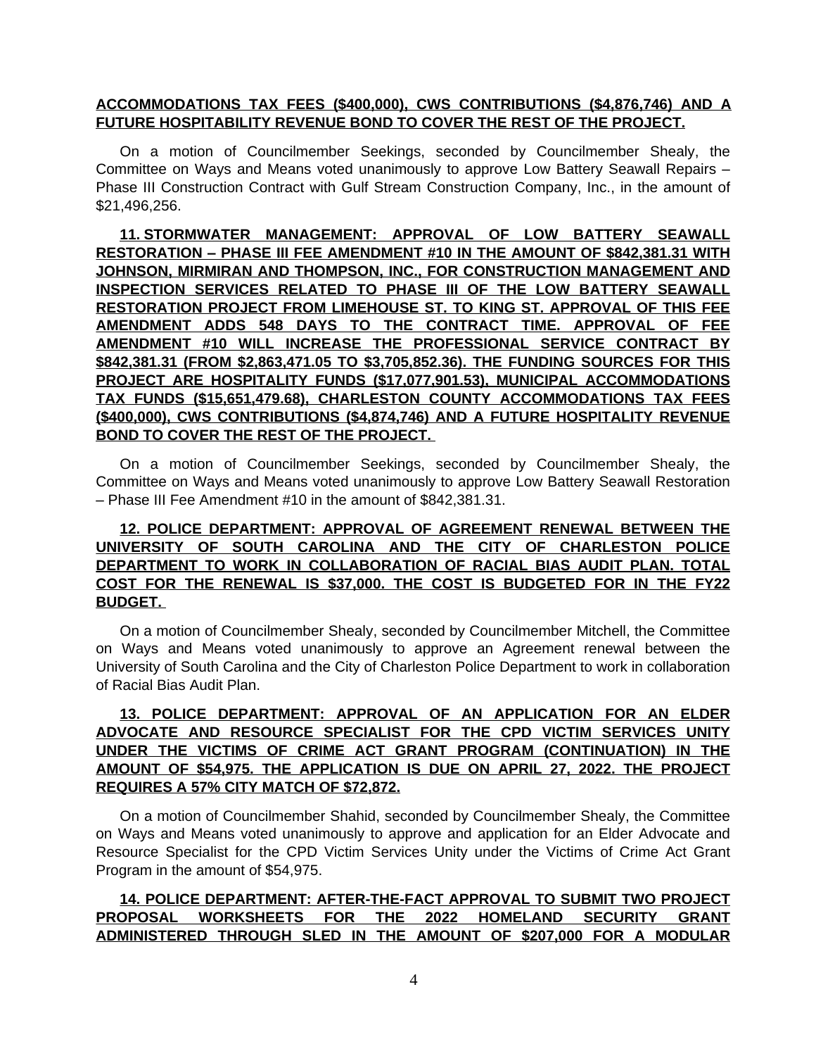**ACCOMMODATIONS TAX FEES ($400,000), CWS CONTRIBUTIONS ($4,876,746) AND A FUTURE HOSPITABILITY REVENUE BOND TO COVER THE REST OF THE PROJECT.**

On a motion of Councilmember Seekings, seconded by Councilmember Shealy, the Committee on Ways and Means voted unanimously to approve Low Battery Seawall Repairs – Phase III Construction Contract with Gulf Stream Construction Company, Inc., in the amount of $21,496,256.

**11. STORMWATER MANAGEMENT: APPROVAL OF LOW BATTERY SEAWALL RESTORATION – PHASE III FEE AMENDMENT #10 IN THE AMOUNT OF $842,381.31 WITH JOHNSON, MIRMIRAN AND THOMPSON, INC., FOR CONSTRUCTION MANAGEMENT AND INSPECTION SERVICES RELATED TO PHASE III OF THE LOW BATTERY SEAWALL RESTORATION PROJECT FROM LIMEHOUSE ST. TO KING ST. APPROVAL OF THIS FEE AMENDMENT ADDS 548 DAYS TO THE CONTRACT TIME. APPROVAL OF FEE AMENDMENT #10 WILL INCREASE THE PROFESSIONAL SERVICE CONTRACT BY $842,381.31 (FROM $2,863,471.05 TO $3,705,852.36). THE FUNDING SOURCES FOR THIS PROJECT ARE HOSPITALITY FUNDS ($17,077,901.53), MUNICIPAL ACCOMMODATIONS TAX FUNDS ($15,651,479.68), CHARLESTON COUNTY ACCOMMODATIONS TAX FEES ($400,000), CWS CONTRIBUTIONS ($4,874,746) AND A FUTURE HOSPITALITY REVENUE BOND TO COVER THE REST OF THE PROJECT.**

On a motion of Councilmember Seekings, seconded by Councilmember Shealy, the Committee on Ways and Means voted unanimously to approve Low Battery Seawall Restoration – Phase III Fee Amendment #10 in the amount of $842,381.31.

**12. POLICE DEPARTMENT: APPROVAL OF AGREEMENT RENEWAL BETWEEN THE UNIVERSITY OF SOUTH CAROLINA AND THE CITY OF CHARLESTON POLICE DEPARTMENT TO WORK IN COLLABORATION OF RACIAL BIAS AUDIT PLAN. TOTAL COST FOR THE RENEWAL IS $37,000. THE COST IS BUDGETED FOR IN THE FY22 BUDGET.**

On a motion of Councilmember Shealy, seconded by Councilmember Mitchell, the Committee on Ways and Means voted unanimously to approve an Agreement renewal between the University of South Carolina and the City of Charleston Police Department to work in collaboration of Racial Bias Audit Plan.

**13. POLICE DEPARTMENT: APPROVAL OF AN APPLICATION FOR AN ELDER ADVOCATE AND RESOURCE SPECIALIST FOR THE CPD VICTIM SERVICES UNITY UNDER THE VICTIMS OF CRIME ACT GRANT PROGRAM (CONTINUATION) IN THE AMOUNT OF $54,975. THE APPLICATION IS DUE ON APRIL 27, 2022. THE PROJECT REQUIRES A 57% CITY MATCH OF $72,872.**

On a motion of Councilmember Shahid, seconded by Councilmember Shealy, the Committee on Ways and Means voted unanimously to approve and application for an Elder Advocate and Resource Specialist for the CPD Victim Services Unity under the Victims of Crime Act Grant Program in the amount of $54,975.

**14. POLICE DEPARTMENT: AFTER-THE-FACT APPROVAL TO SUBMIT TWO PROJECT PROPOSAL WORKSHEETS FOR THE 2022 HOMELAND SECURITY GRANT ADMINISTERED THROUGH SLED IN THE AMOUNT OF $207,000 FOR A MODULAR**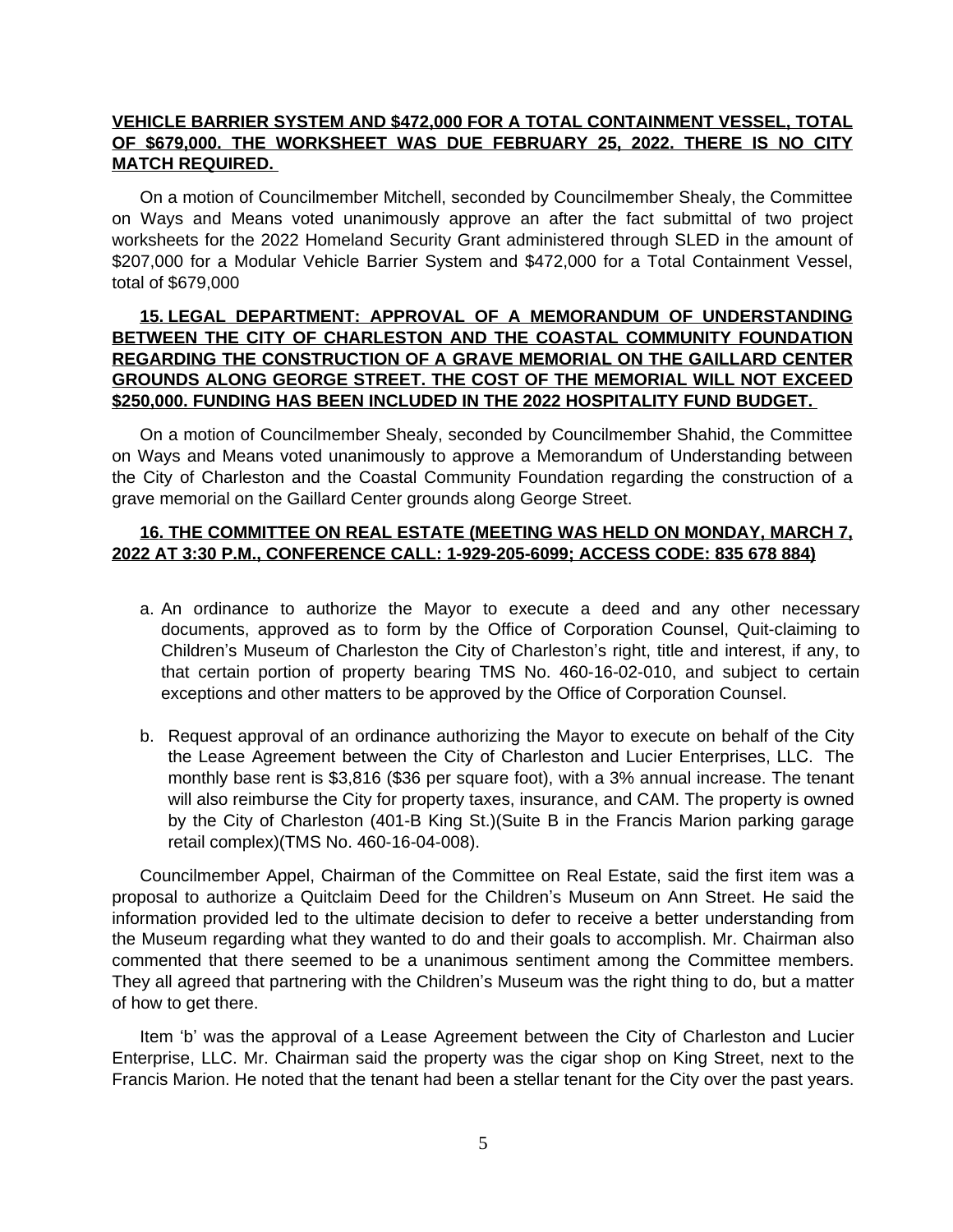**VEHICLE BARRIER SYSTEM AND $472,000 FOR A TOTAL CONTAINMENT VESSEL, TOTAL OF $679,000. THE WORKSHEET WAS DUE FEBRUARY 25, 2022. THERE IS NO CITY MATCH REQUIRED.**

On a motion of Councilmember Mitchell, seconded by Councilmember Shealy, the Committee on Ways and Means voted unanimously approve an after the fact submittal of two project worksheets for the 2022 Homeland Security Grant administered through SLED in the amount of $207,000 for a Modular Vehicle Barrier System and $472,000 for a Total Containment Vessel, total of $679,000

**15. LEGAL DEPARTMENT: APPROVAL OF A MEMORANDUM OF UNDERSTANDING BETWEEN THE CITY OF CHARLESTON AND THE COASTAL COMMUNITY FOUNDATION REGARDING THE CONSTRUCTION OF A GRAVE MEMORIAL ON THE GAILLARD CENTER GROUNDS ALONG GEORGE STREET. THE COST OF THE MEMORIAL WILL NOT EXCEED $250,000. FUNDING HAS BEEN INCLUDED IN THE 2022 HOSPITALITY FUND BUDGET.**

On a motion of Councilmember Shealy, seconded by Councilmember Shahid, the Committee on Ways and Means voted unanimously to approve a Memorandum of Understanding between the City of Charleston and the Coastal Community Foundation regarding the construction of a grave memorial on the Gaillard Center grounds along George Street.

**16. THE COMMITTEE ON REAL ESTATE (MEETING WAS HELD ON MONDAY, MARCH 7, 2022 AT 3:30 P.M., CONFERENCE CALL: 1-929-205-6099; ACCESS CODE: 835 678 884)**

a. An ordinance to authorize the Mayor to execute a deed and any other necessary documents, approved as to form by the Office of Corporation Counsel, Quit-claiming to Children's Museum of Charleston the City of Charleston's right, title and interest, if any, to that certain portion of property bearing TMS No. 460-16-02-010, and subject to certain exceptions and other matters to be approved by the Office of Corporation Counsel.

b. Request approval of an ordinance authorizing the Mayor to execute on behalf of the City the Lease Agreement between the City of Charleston and Lucier Enterprises, LLC. The monthly base rent is $3,816 ($36 per square foot), with a 3% annual increase. The tenant will also reimburse the City for property taxes, insurance, and CAM. The property is owned by the City of Charleston (401-B King St.)(Suite B in the Francis Marion parking garage retail complex)(TMS No. 460-16-04-008).

Councilmember Appel, Chairman of the Committee on Real Estate, said the first item was a proposal to authorize a Quitclaim Deed for the Children's Museum on Ann Street. He said the information provided led to the ultimate decision to defer to receive a better understanding from the Museum regarding what they wanted to do and their goals to accomplish. Mr. Chairman also commented that there seemed to be a unanimous sentiment among the Committee members. They all agreed that partnering with the Children's Museum was the right thing to do, but a matter of how to get there.

Item 'b' was the approval of a Lease Agreement between the City of Charleston and Lucier Enterprise, LLC. Mr. Chairman said the property was the cigar shop on King Street, next to the Francis Marion. He noted that the tenant had been a stellar tenant for the City over the past years.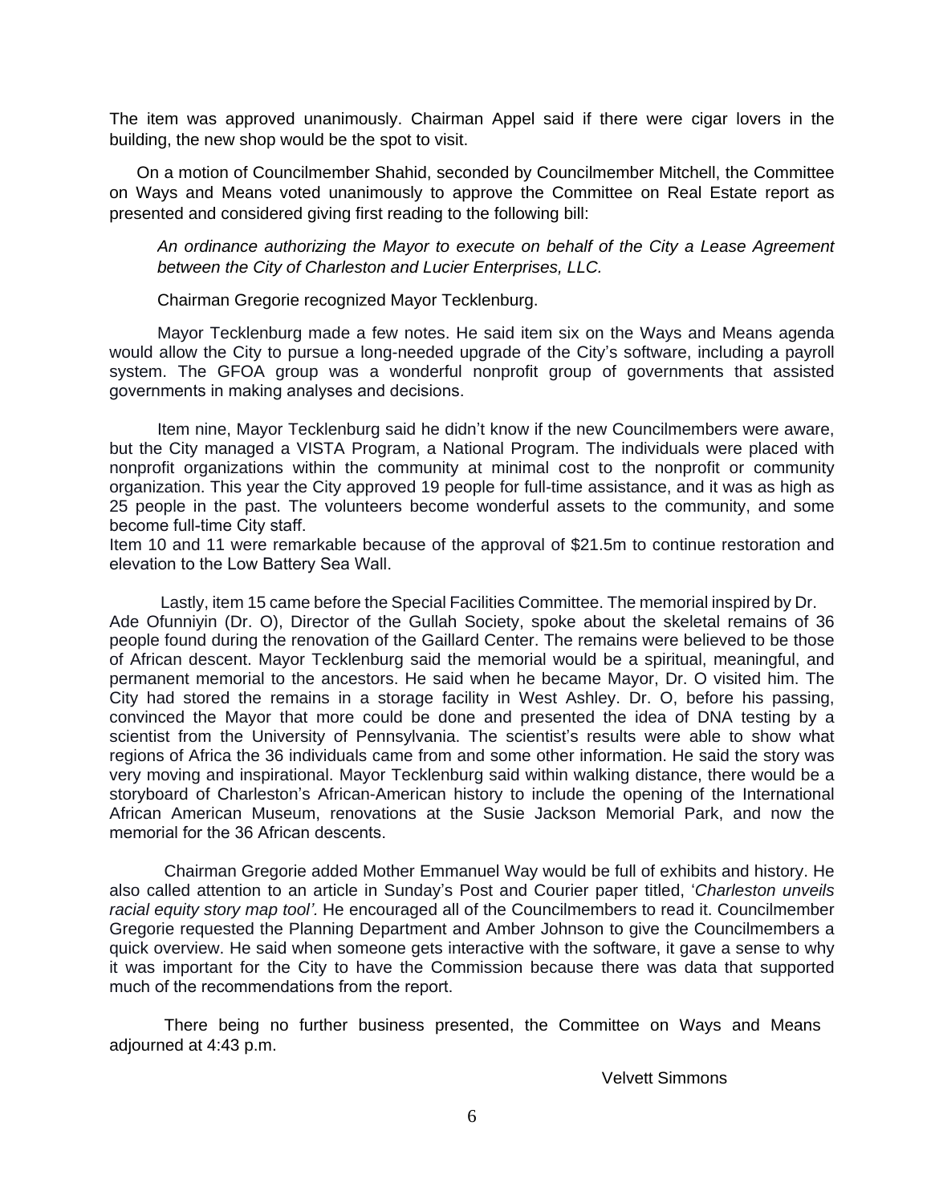The item was approved unanimously. Chairman Appel said if there were cigar lovers in the building, the new shop would be the spot to visit.

On a motion of Councilmember Shahid, seconded by Councilmember Mitchell, the Committee on Ways and Means voted unanimously to approve the Committee on Real Estate report as presented and considered giving first reading to the following bill:

*An ordinance authorizing the Mayor to execute on behalf of the City a Lease Agreement between the City of Charleston and Lucier Enterprises, LLC.*

Chairman Gregorie recognized Mayor Tecklenburg.

Mayor Tecklenburg made a few notes. He said item six on the Ways and Means agenda would allow the City to pursue a long-needed upgrade of the City's software, including a payroll system. The GFOA group was a wonderful nonprofit group of governments that assisted governments in making analyses and decisions.

Item nine, Mayor Tecklenburg said he didn't know if the new Councilmembers were aware, but the City managed a VISTA Program, a National Program. The individuals were placed with nonprofit organizations within the community at minimal cost to the nonprofit or community organization. This year the City approved 19 people for full-time assistance, and it was as high as 25 people in the past. The volunteers become wonderful assets to the community, and some become full-time City staff.
Item 10 and 11 were remarkable because of the approval of $21.5m to continue restoration and elevation to the Low Battery Sea Wall.

Lastly, item 15 came before the Special Facilities Committee. The memorial inspired by Dr. Ade Ofunniyin (Dr. O), Director of the Gullah Society, spoke about the skeletal remains of 36 people found during the renovation of the Gaillard Center. The remains were believed to be those of African descent. Mayor Tecklenburg said the memorial would be a spiritual, meaningful, and permanent memorial to the ancestors. He said when he became Mayor, Dr. O visited him. The City had stored the remains in a storage facility in West Ashley. Dr. O, before his passing, convinced the Mayor that more could be done and presented the idea of DNA testing by a scientist from the University of Pennsylvania. The scientist's results were able to show what regions of Africa the 36 individuals came from and some other information. He said the story was very moving and inspirational. Mayor Tecklenburg said within walking distance, there would be a storyboard of Charleston's African-American history to include the opening of the International African American Museum, renovations at the Susie Jackson Memorial Park, and now the memorial for the 36 African descents.

Chairman Gregorie added Mother Emmanuel Way would be full of exhibits and history. He also called attention to an article in Sunday's Post and Courier paper titled, '*Charleston unveils racial equity story map tool'*. He encouraged all of the Councilmembers to read it. Councilmember Gregorie requested the Planning Department and Amber Johnson to give the Councilmembers a quick overview. He said when someone gets interactive with the software, it gave a sense to why it was important for the City to have the Commission because there was data that supported much of the recommendations from the report.

There being no further business presented, the Committee on Ways and Means adjourned at 4:43 p.m.

Velvett Simmons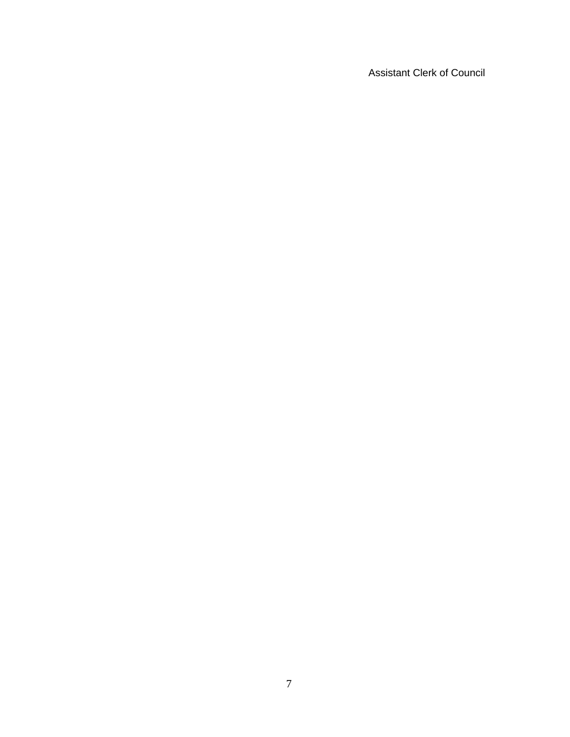Assistant Clerk of Council